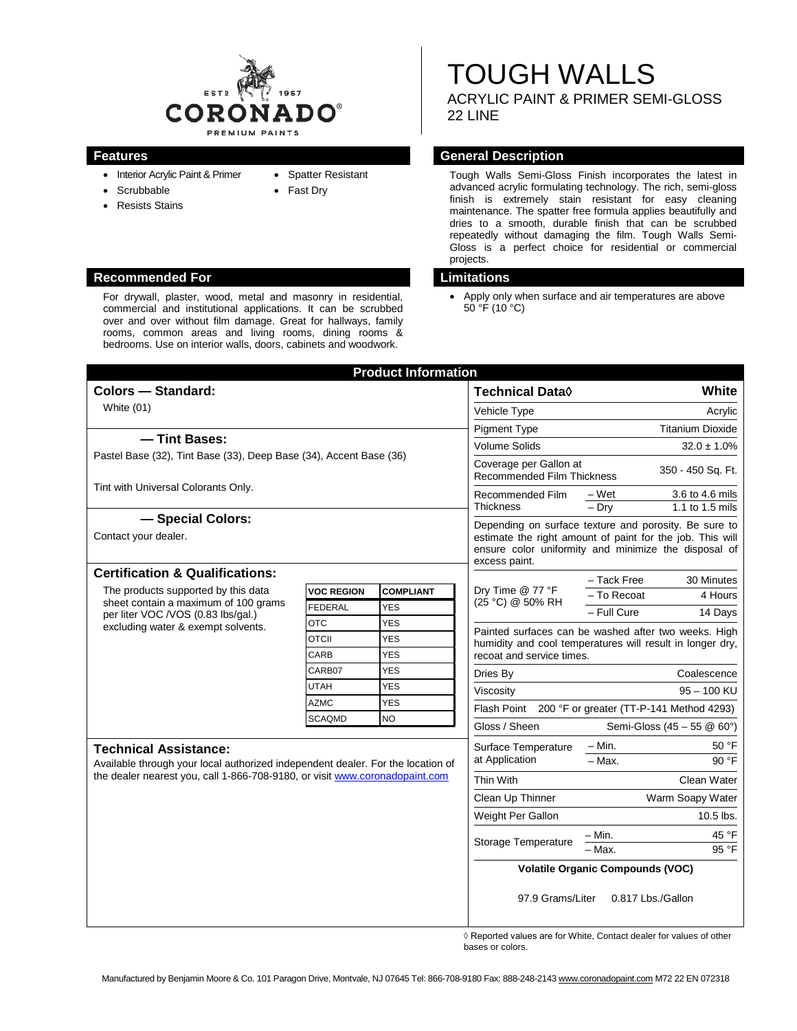CORONADO® PREMIUM PAINTS — EST. 1957

# TOUGH WALLS

ACRYLIC PAINT & PRIMER SEMI-GLOSS
22 LINE

## Features

- Interior Acrylic Paint & Primer
- Scrubbable
- Resists Stains
- Spatter Resistant
- Fast Dry

## General Description

Tough Walls Semi-Gloss Finish incorporates the latest in advanced acrylic formulating technology. The rich, semi-gloss finish is extremely stain resistant for easy cleaning maintenance. The spatter free formula applies beautifully and dries to a smooth, durable finish that can be scrubbed repeatedly without damaging the film. Tough Walls Semi-Gloss is a perfect choice for residential or commercial projects.

## Recommended For

For drywall, plaster, wood, metal and masonry in residential, commercial and institutional applications. It can be scrubbed over and over without film damage. Great for hallways, family rooms, common areas and living rooms, dining rooms & bedrooms. Use on interior walls, doors, cabinets and woodwork.

## Limitations

- Apply only when surface and air temperatures are above 50 °F (10 °C)

## Product Information

### Colors — Standard:

White (01)

### — Tint Bases:

Pastel Base (32), Tint Base (33), Deep Base (34), Accent Base (36)

Tint with Universal Colorants Only.

### — Special Colors:

Contact your dealer.

### Certification & Qualifications:

The products supported by this data sheet contain a maximum of 100 grams per liter VOC /VOS (0.83 lbs/gal.) excluding water & exempt solvents.

| VOC REGION | COMPLIANT |
|---|---|
| FEDERAL | YES |
| OTC | YES |
| OTCII | YES |
| CARB | YES |
| CARB07 | YES |
| UTAH | YES |
| AZMC | YES |
| SCAQMD | NO |

### Technical Assistance:

Available through your local authorized independent dealer. For the location of the dealer nearest you, call 1-866-708-9180, or visit www.coronadopaint.com

### Technical Data◊

| Technical Data◊ | | White |
|---|---|---|
| Vehicle Type | | Acrylic |
| Pigment Type | | Titanium Dioxide |
| Volume Solids | | 32.0 ± 1.0% |
| Coverage per Gallon at Recommended Film Thickness | | 350 - 450 Sq. Ft. |
| Recommended Film Thickness | – Wet | 3.6 to 4.6 mils |
| | – Dry | 1.1 to 1.5 mils |

Depending on surface texture and porosity. Be sure to estimate the right amount of paint for the job. This will ensure color uniformity and minimize the disposal of excess paint.

| | | |
|---|---|---|
| Dry Time @ 77 °F (25 °C) @ 50% RH | – Tack Free | 30 Minutes |
| | – To Recoat | 4 Hours |
| | – Full Cure | 14 Days |

Painted surfaces can be washed after two weeks. High humidity and cool temperatures will result in longer dry, recoat and service times.

| | | |
|---|---|---|
| Dries By | | Coalescence |
| Viscosity | | 95 – 100 KU |
| Flash Point | | 200 °F or greater (TT-P-141 Method 4293) |
| Gloss / Sheen | | Semi-Gloss (45 – 55 @ 60°) |
| Surface Temperature at Application | – Min. | 50 °F |
| | – Max. | 90 °F |
| Thin With | | Clean Water |
| Clean Up Thinner | | Warm Soapy Water |
| Weight Per Gallon | | 10.5 lbs. |
| Storage Temperature | – Min. | 45 °F |
| | – Max. | 95 °F |

**Volatile Organic Compounds (VOC)**

97.9 Grams/Liter 0.817 Lbs./Gallon

◊ Reported values are for White, Contact dealer for values of other bases or colors.

Manufactured by Benjamin Moore & Co. 101 Paragon Drive, Montvale, NJ 07645 Tel: 866-708-9180 Fax: 888-248-2143 www.coronadopaint.com M72 22 EN 072318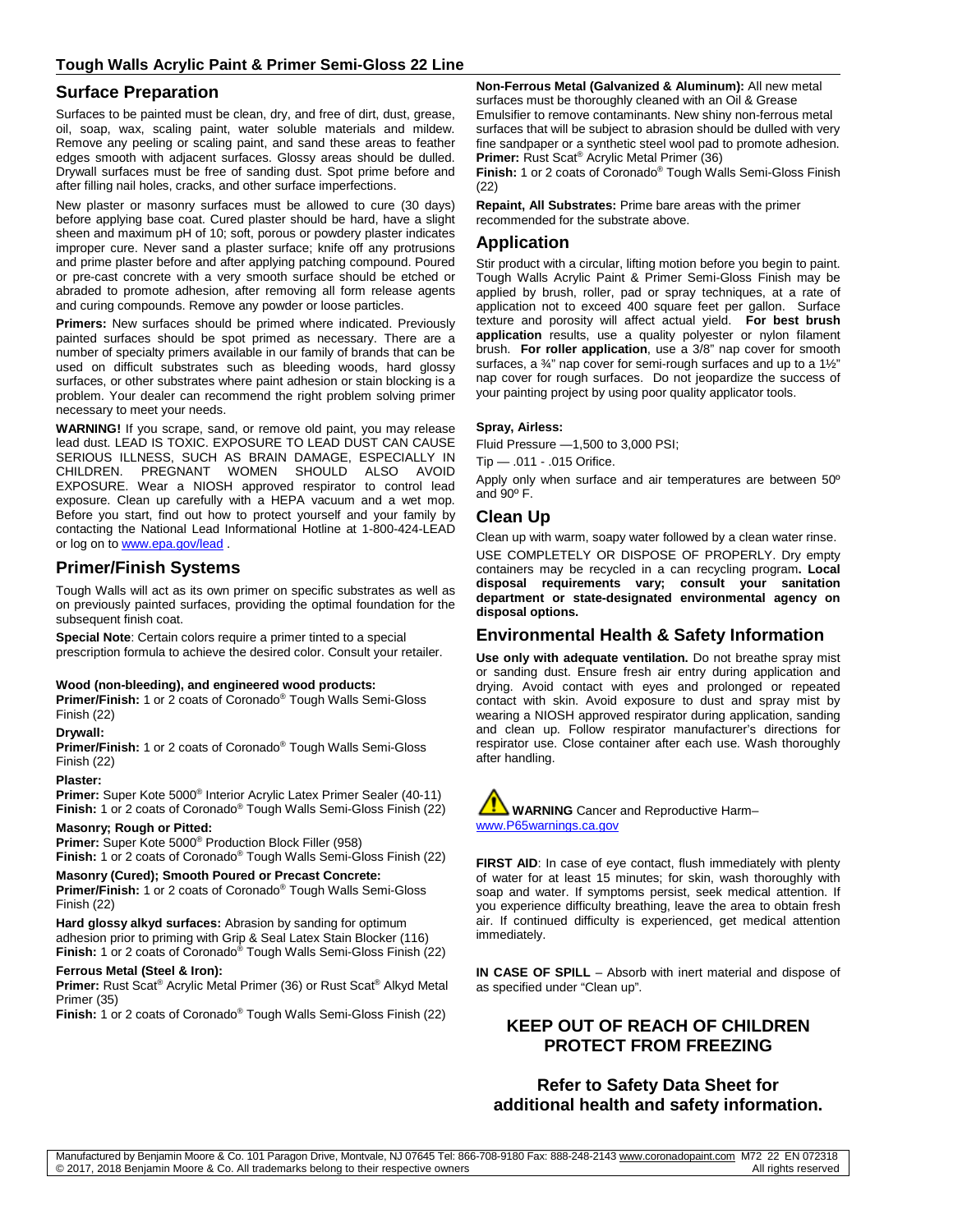## Tough Walls Acrylic Paint & Primer Semi-Gloss 22 Line

### Surface Preparation

Surfaces to be painted must be clean, dry, and free of dirt, dust, grease, oil, soap, wax, scaling paint, water soluble materials and mildew. Remove any peeling or scaling paint, and sand these areas to feather edges smooth with adjacent surfaces. Glossy areas should be dulled. Drywall surfaces must be free of sanding dust. Spot prime before and after filling nail holes, cracks, and other surface imperfections.

New plaster or masonry surfaces must be allowed to cure (30 days) before applying base coat. Cured plaster should be hard, have a slight sheen and maximum pH of 10; soft, porous or powdery plaster indicates improper cure. Never sand a plaster surface; knife off any protrusions and prime plaster before and after applying patching compound. Poured or pre-cast concrete with a very smooth surface should be etched or abraded to promote adhesion, after removing all form release agents and curing compounds. Remove any powder or loose particles.

**Primers:** New surfaces should be primed where indicated. Previously painted surfaces should be spot primed as necessary. There are a number of specialty primers available in our family of brands that can be used on difficult substrates such as bleeding woods, hard glossy surfaces, or other substrates where paint adhesion or stain blocking is a problem. Your dealer can recommend the right problem solving primer necessary to meet your needs.

**WARNING!** If you scrape, sand, or remove old paint, you may release lead dust. LEAD IS TOXIC. EXPOSURE TO LEAD DUST CAN CAUSE SERIOUS ILLNESS, SUCH AS BRAIN DAMAGE, ESPECIALLY IN CHILDREN. PREGNANT WOMEN SHOULD ALSO AVOID EXPOSURE. Wear a NIOSH approved respirator to control lead exposure. Clean up carefully with a HEPA vacuum and a wet mop. Before you start, find out how to protect yourself and your family by contacting the National Lead Informational Hotline at 1-800-424-LEAD or log on to www.epa.gov/lead .

### Primer/Finish Systems

Tough Walls will act as its own primer on specific substrates as well as on previously painted surfaces, providing the optimal foundation for the subsequent finish coat.

**Special Note**: Certain colors require a primer tinted to a special prescription formula to achieve the desired color. Consult your retailer.

**Wood (non-bleeding), and engineered wood products:**
**Primer/Finish:** 1 or 2 coats of Coronado® Tough Walls Semi-Gloss Finish (22)

**Drywall:**
**Primer/Finish:** 1 or 2 coats of Coronado® Tough Walls Semi-Gloss Finish (22)

**Plaster:**
**Primer:** Super Kote 5000® Interior Acrylic Latex Primer Sealer (40-11)
**Finish:** 1 or 2 coats of Coronado® Tough Walls Semi-Gloss Finish (22)

**Masonry; Rough or Pitted:**
**Primer:** Super Kote 5000® Production Block Filler (958)
**Finish:** 1 or 2 coats of Coronado® Tough Walls Semi-Gloss Finish (22)

**Masonry (Cured); Smooth Poured or Precast Concrete:**
**Primer/Finish:** 1 or 2 coats of Coronado® Tough Walls Semi-Gloss Finish (22)

**Hard glossy alkyd surfaces:** Abrasion by sanding for optimum adhesion prior to priming with Grip & Seal Latex Stain Blocker (116)
**Finish:** 1 or 2 coats of Coronado® Tough Walls Semi-Gloss Finish (22)

**Ferrous Metal (Steel & Iron):**
**Primer:** Rust Scat® Acrylic Metal Primer (36) or Rust Scat® Alkyd Metal Primer (35)
**Finish:** 1 or 2 coats of Coronado® Tough Walls Semi-Gloss Finish (22)

**Non-Ferrous Metal (Galvanized & Aluminum):** All new metal surfaces must be thoroughly cleaned with an Oil & Grease Emulsifier to remove contaminants. New shiny non-ferrous metal surfaces that will be subject to abrasion should be dulled with very fine sandpaper or a synthetic steel wool pad to promote adhesion.
**Primer:** Rust Scat® Acrylic Metal Primer (36)
**Finish:** 1 or 2 coats of Coronado® Tough Walls Semi-Gloss Finish (22)

**Repaint, All Substrates:** Prime bare areas with the primer recommended for the substrate above.

### Application

Stir product with a circular, lifting motion before you begin to paint. Tough Walls Acrylic Paint & Primer Semi-Gloss Finish may be applied by brush, roller, pad or spray techniques, at a rate of application not to exceed 400 square feet per gallon. Surface texture and porosity will affect actual yield. **For best brush application** results, use a quality polyester or nylon filament brush. **For roller application**, use a 3/8" nap cover for smooth surfaces, a ¾" nap cover for semi-rough surfaces and up to a 1½" nap cover for rough surfaces. Do not jeopardize the success of your painting project by using poor quality applicator tools.

**Spray, Airless:**

Fluid Pressure —1,500 to 3,000 PSI;

Tip — .011 - .015 Orifice.

Apply only when surface and air temperatures are between 50º and 90º F.

### Clean Up

Clean up with warm, soapy water followed by a clean water rinse.

USE COMPLETELY OR DISPOSE OF PROPERLY. Dry empty containers may be recycled in a can recycling program**. Local disposal requirements vary; consult your sanitation department or state-designated environmental agency on disposal options.**

### Environmental Health & Safety Information

**Use only with adequate ventilation.** Do not breathe spray mist or sanding dust. Ensure fresh air entry during application and drying. Avoid contact with eyes and prolonged or repeated contact with skin. Avoid exposure to dust and spray mist by wearing a NIOSH approved respirator during application, sanding and clean up. Follow respirator manufacturer's directions for respirator use. Close container after each use. Wash thoroughly after handling.

**WARNING** Cancer and Reproductive Harm– www.P65warnings.ca.gov

**FIRST AID**: In case of eye contact, flush immediately with plenty of water for at least 15 minutes; for skin, wash thoroughly with soap and water. If symptoms persist, seek medical attention. If you experience difficulty breathing, leave the area to obtain fresh air. If continued difficulty is experienced, get medical attention immediately.

**IN CASE OF SPILL** – Absorb with inert material and dispose of as specified under "Clean up".

**KEEP OUT OF REACH OF CHILDREN**
**PROTECT FROM FREEZING**

**Refer to Safety Data Sheet for additional health and safety information.**

Manufactured by Benjamin Moore & Co. 101 Paragon Drive, Montvale, NJ 07645 Tel: 866-708-9180 Fax: 888-248-2143 www.coronadopaint.com M72 22 EN 072318
© 2017, 2018 Benjamin Moore & Co. All trademarks belong to their respective owners All rights reserved